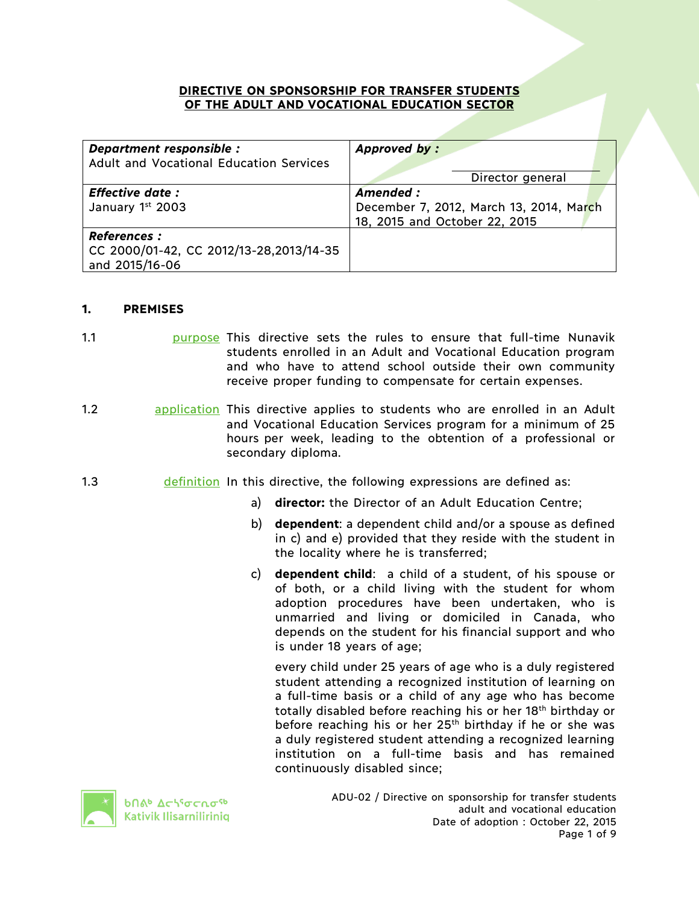# DIRECTIVE ON SPONSORSHIP FOR TRANSFER STUDENTS OF THE ADULT AND VOCATIONAL EDUCATION SECTOR

| ***Department responsible :***<br>Adult and Vocational Education Services | ***Approved by :***<br><br>Director general |
|---|---|
| ***Effective date :***<br>January 1st 2003 | ***Amended :***<br>December 7, 2012, March 13, 2014, March 18, 2015 and October 22, 2015 |
| ***References :***<br>CC 2000/01-42, CC 2012/13-28,2013/14-35 and 2015/16-06 | |

## 1. PREMISES

1.1 purpose — This directive sets the rules to ensure that full-time Nunavik students enrolled in an Adult and Vocational Education program and who have to attend school outside their own community receive proper funding to compensate for certain expenses.

1.2 application — This directive applies to students who are enrolled in an Adult and Vocational Education Services program for a minimum of 25 hours per week, leading to the obtention of a professional or secondary diploma.

1.3 definition — In this directive, the following expressions are defined as:

a) **director:** the Director of an Adult Education Centre;

b) **dependent**: a dependent child and/or a spouse as defined in c) and e) provided that they reside with the student in the locality where he is transferred;

c) **dependent child**: a child of a student, of his spouse or of both, or a child living with the student for whom adoption procedures have been undertaken, who is unmarried and living or domiciled in Canada, who depends on the student for his financial support and who is under 18 years of age;

every child under 25 years of age who is a duly registered student attending a recognized institution of learning on a full-time basis or a child of any age who has become totally disabled before reaching his or her 18th birthday or before reaching his or her 25th birthday if he or she was a duly registered student attending a recognized learning institution on a full-time basis and has remained continuously disabled since;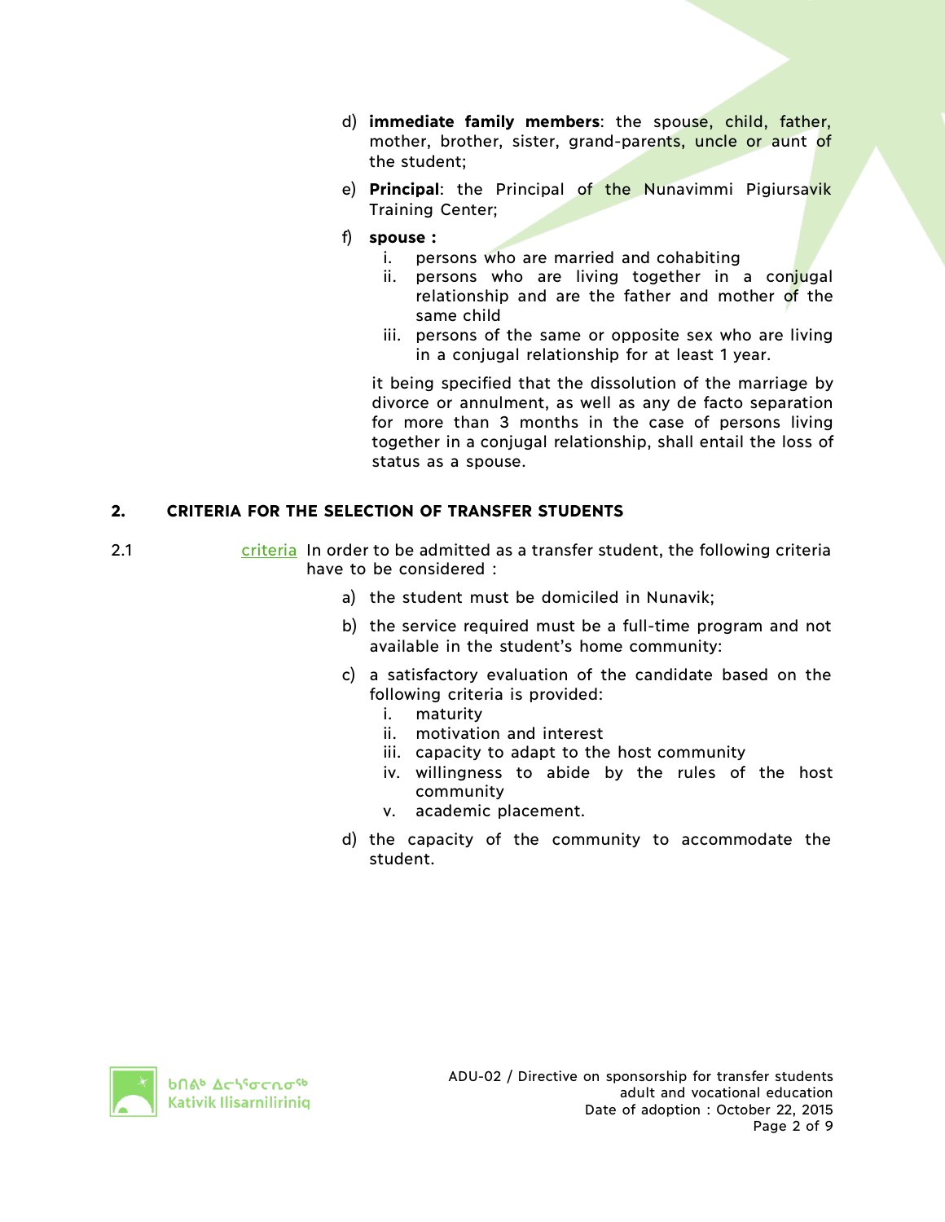d) **immediate family members**: the spouse, child, father, mother, brother, sister, grand-parents, uncle or aunt of the student;

e) **Principal**: the Principal of the Nunavimmi Pigiursavik Training Center;

f) **spouse :**

   i. persons who are married and cohabiting
   
   ii. persons who are living together in a conjugal relationship and are the father and mother of the same child
   
   iii. persons of the same or opposite sex who are living in a conjugal relationship for at least 1 year.

   it being specified that the dissolution of the marriage by divorce or annulment, as well as any de facto separation for more than 3 months in the case of persons living together in a conjugal relationship, shall entail the loss of status as a spouse.

## 2. CRITERIA FOR THE SELECTION OF TRANSFER STUDENTS

2.1 criteria In order to be admitted as a transfer student, the following criteria have to be considered :

a) the student must be domiciled in Nunavik;

b) the service required must be a full-time program and not available in the student's home community:

c) a satisfactory evaluation of the candidate based on the following criteria is provided:

   i. maturity
   
   ii. motivation and interest
   
   iii. capacity to adapt to the host community
   
   iv. willingness to abide by the rules of the host community
   
   v. academic placement.

d) the capacity of the community to accommodate the student.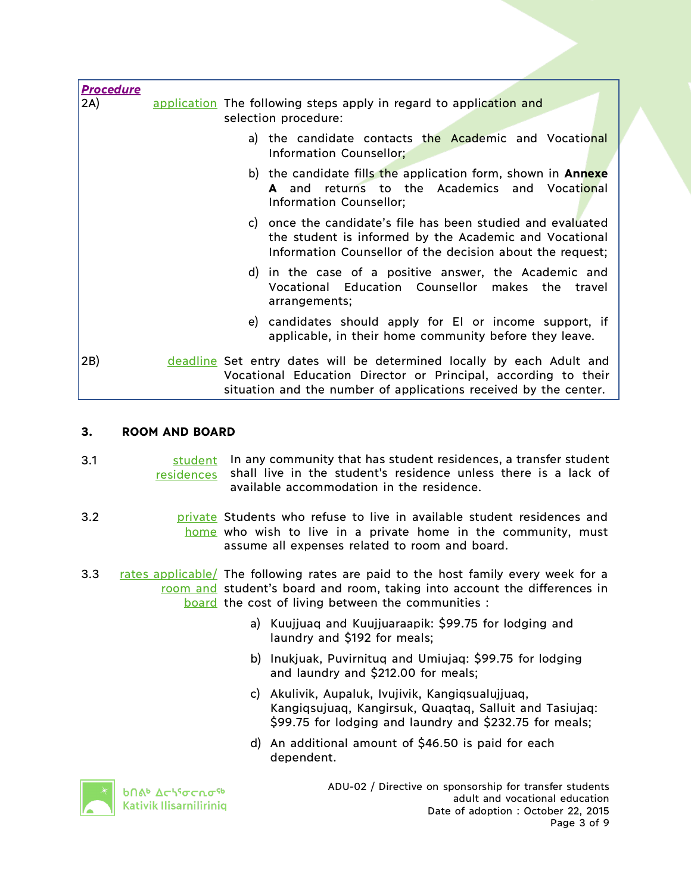***Procedure***

**2A)** application — The following steps apply in regard to application and selection procedure:

a) the candidate contacts the Academic and Vocational Information Counsellor;

b) the candidate fills the application form, shown in **Annexe A** and returns to the Academics and Vocational Information Counsellor;

c) once the candidate's file has been studied and evaluated the student is informed by the Academic and Vocational Information Counsellor of the decision about the request;

d) in the case of a positive answer, the Academic and Vocational Education Counsellor makes the travel arrangements;

e) candidates should apply for EI or income support, if applicable, in their home community before they leave.

**2B)** deadline — Set entry dates will be determined locally by each Adult and Vocational Education Director or Principal, according to their situation and the number of applications received by the center.

## 3. ROOM AND BOARD

**3.1** student residences — In any community that has student residences, a transfer student shall live in the student's residence unless there is a lack of available accommodation in the residence.

**3.2** private home — Students who refuse to live in available student residences and who wish to live in a private home in the community, must assume all expenses related to room and board.

**3.3** rates applicable/ room and board — The following rates are paid to the host family every week for a student's board and room, taking into account the differences in the cost of living between the communities :

a) Kuujjuaq and Kuujjuaraapik: $99.75 for lodging and laundry and $192 for meals;

b) Inukjuak, Puvirnituq and Umiujaq: $99.75 for lodging and laundry and $212.00 for meals;

c) Akulivik, Aupaluk, Ivujivik, Kangiqsualujjuaq, Kangiqsujuaq, Kangirsuk, Quaqtaq, Salluit and Tasiujaq: $99.75 for lodging and laundry and $232.75 for meals;

d) An additional amount of $46.50 is paid for each dependent.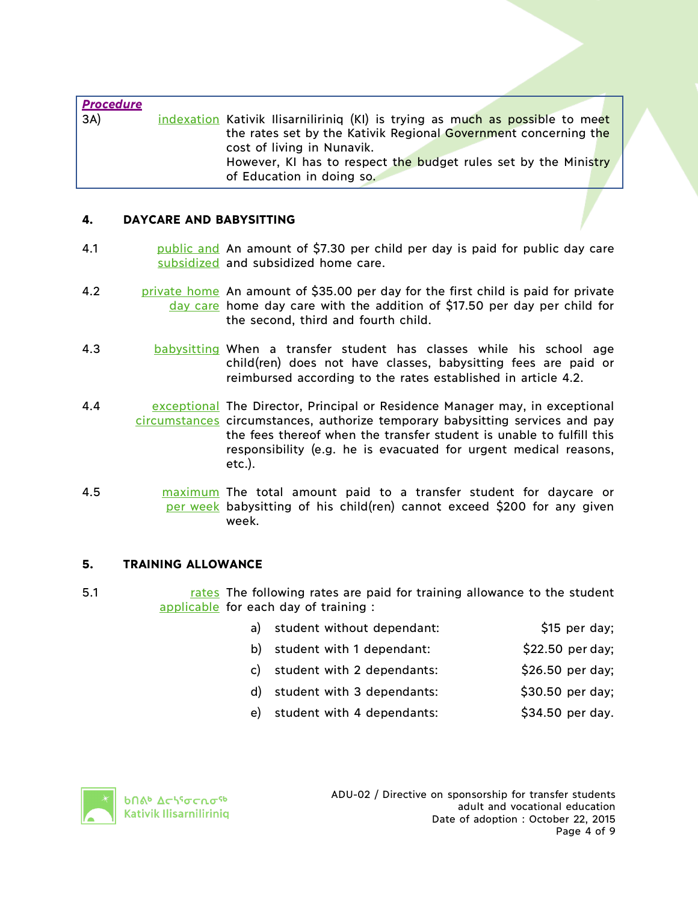***Procedure***

3A) indexation — Kativik Ilisarniliriniq (KI) is trying as much as possible to meet the rates set by the Kativik Regional Government concerning the cost of living in Nunavik.
However, KI has to respect the budget rules set by the Ministry of Education in doing so.

## 4. DAYCARE AND BABYSITTING

4.1 public and subsidized — An amount of $7.30 per child per day is paid for public day care and subsidized home care.

4.2 private home day care — An amount of $35.00 per day for the first child is paid for private home day care with the addition of $17.50 per day per child for the second, third and fourth child.

4.3 babysitting — When a transfer student has classes while his school age child(ren) does not have classes, babysitting fees are paid or reimbursed according to the rates established in article 4.2.

4.4 exceptional circumstances — The Director, Principal or Residence Manager may, in exceptional circumstances, authorize temporary babysitting services and pay the fees thereof when the transfer student is unable to fulfill this responsibility (e.g. he is evacuated for urgent medical reasons, etc.).

4.5 maximum per week — The total amount paid to a transfer student for daycare or babysitting of his child(ren) cannot exceed $200 for any given week.

## 5. TRAINING ALLOWANCE

5.1 rates applicable — The following rates are paid for training allowance to the student for each day of training :

a) student without dependant: $15 per day;

b) student with 1 dependant: $22.50 per day;

c) student with 2 dependants: $26.50 per day;

d) student with 3 dependants: $30.50 per day;

e) student with 4 dependants: $34.50 per day.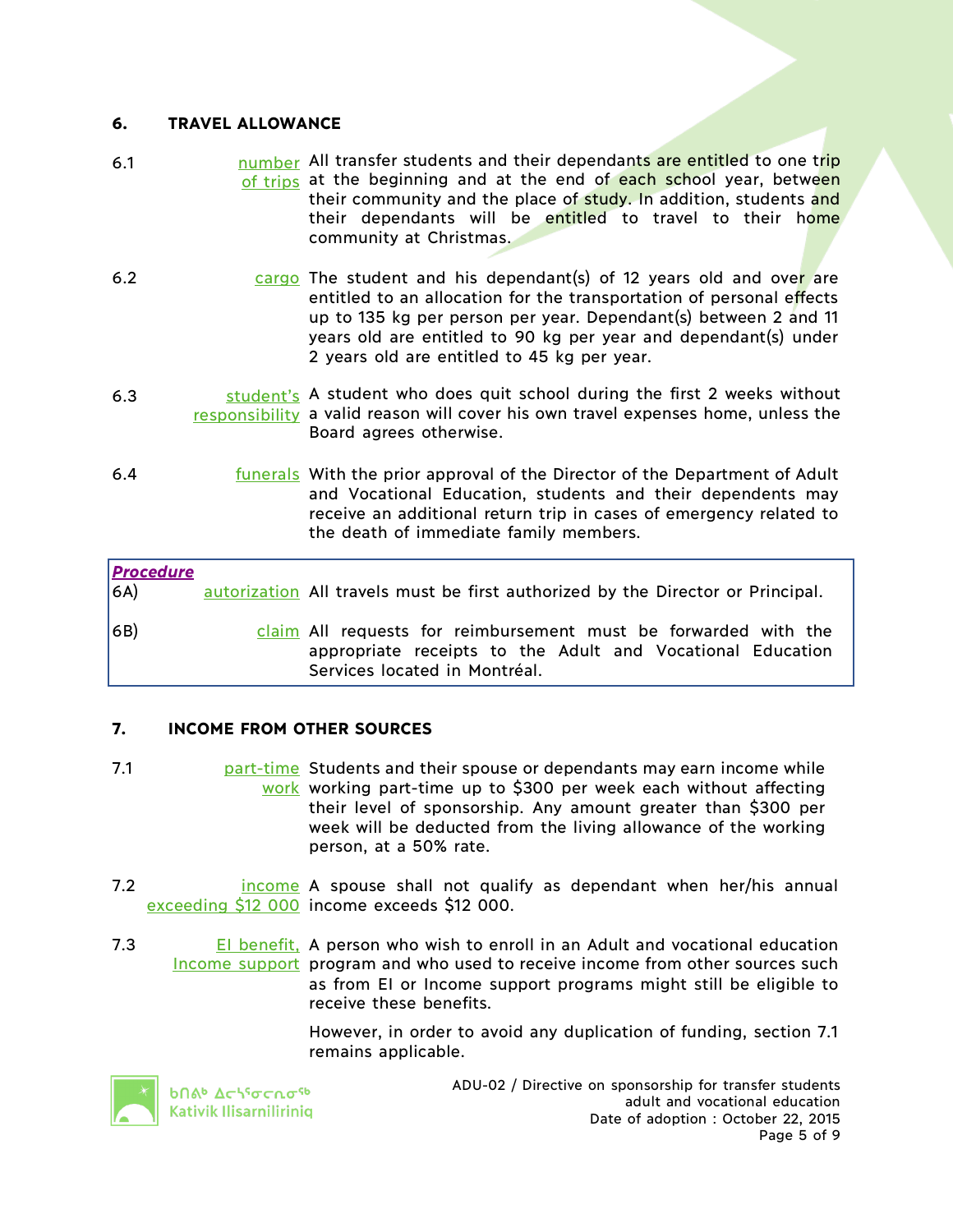## 6. TRAVEL ALLOWANCE

**6.1** *number of trips* — All transfer students and their dependants are entitled to one trip at the beginning and at the end of each school year, between their community and the place of study. In addition, students and their dependants will be entitled to travel to their home community at Christmas.

**6.2** *cargo* — The student and his dependant(s) of 12 years old and over are entitled to an allocation for the transportation of personal effects up to 135 kg per person per year. Dependant(s) between 2 and 11 years old are entitled to 90 kg per year and dependant(s) under 2 years old are entitled to 45 kg per year.

**6.3** *student's responsibility* — A student who does quit school during the first 2 weeks without a valid reason will cover his own travel expenses home, unless the Board agrees otherwise.

**6.4** *funerals* — With the prior approval of the Director of the Department of Adult and Vocational Education, students and their dependents may receive an additional return trip in cases of emergency related to the death of immediate family members.

> ***Procedure***
>
> **6A)** *autorization* — All travels must be first authorized by the Director or Principal.
>
> **6B)** *claim* — All requests for reimbursement must be forwarded with the appropriate receipts to the Adult and Vocational Education Services located in Montréal.

## 7. INCOME FROM OTHER SOURCES

**7.1** *part-time work* — Students and their spouse or dependants may earn income while working part-time up to $300 per week each without affecting their level of sponsorship. Any amount greater than $300 per week will be deducted from the living allowance of the working person, at a 50% rate.

**7.2** *income exceeding $12 000* — A spouse shall not qualify as dependant when her/his annual income exceeds $12 000.

**7.3** *EI benefit, Income support* — A person who wish to enroll in an Adult and vocational education program and who used to receive income from other sources such as from EI or Income support programs might still be eligible to receive these benefits.

However, in order to avoid any duplication of funding, section 7.1 remains applicable.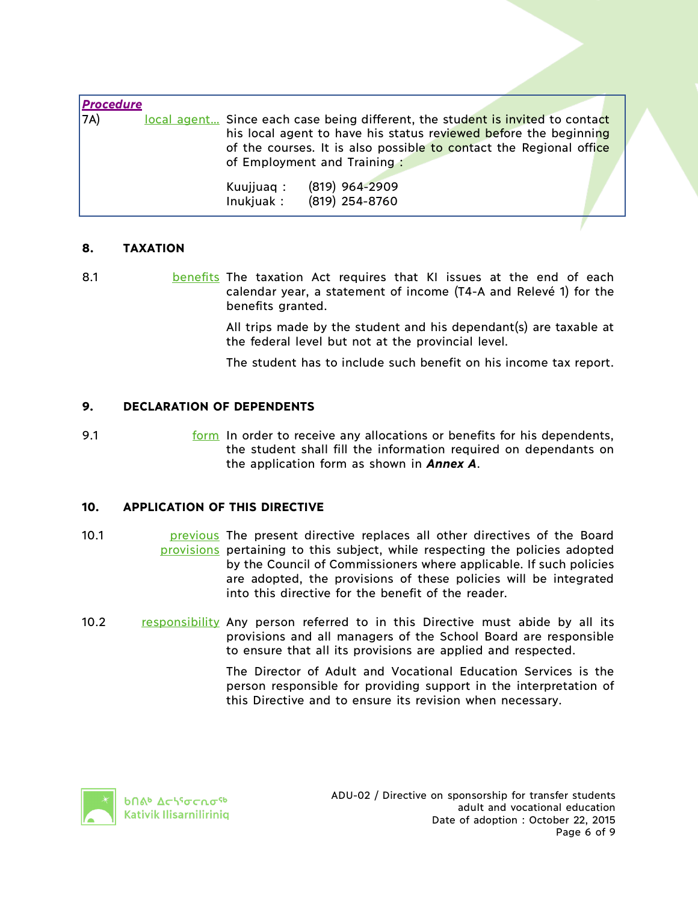| ***Procedure*** | | |
|---|---|---|
| 7A) | local agent… | Since each case being different, the student is invited to contact his local agent to have his status reviewed before the beginning of the courses. It is also possible to contact the Regional office of Employment and Training :<br><br>Kuujjuaq : (819) 964-2909<br>Inukjuak : (819) 254-8760 |

## 8. TAXATION

8.1 benefits The taxation Act requires that KI issues at the end of each calendar year, a statement of income (T4-A and Relevé 1) for the benefits granted.

All trips made by the student and his dependant(s) are taxable at the federal level but not at the provincial level.

The student has to include such benefit on his income tax report.

## 9. DECLARATION OF DEPENDENTS

9.1 form In order to receive any allocations or benefits for his dependents, the student shall fill the information required on dependants on the application form as shown in ***Annex A***.

## 10. APPLICATION OF THIS DIRECTIVE

10.1 previous provisions The present directive replaces all other directives of the Board pertaining to this subject, while respecting the policies adopted by the Council of Commissioners where applicable. If such policies are adopted, the provisions of these policies will be integrated into this directive for the benefit of the reader.

10.2 responsibility Any person referred to in this Directive must abide by all its provisions and all managers of the School Board are responsible to ensure that all its provisions are applied and respected.

The Director of Adult and Vocational Education Services is the person responsible for providing support in the interpretation of this Directive and to ensure its revision when necessary.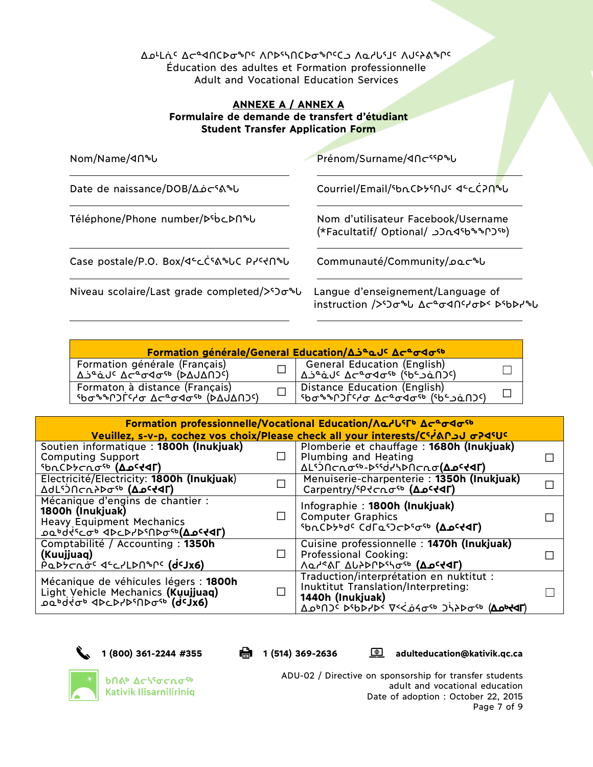ᐃᓄᒻᒪᕇᑦ ᐃᓕᓐᓂᐊᑎᑕᐅᓂᖏᑦ ᐱᓕᕆᐊᕐᓂᑎᑕᐅᓂᖏᑦᑕ ᐱᓇᓱᒐᖏᑦ ᐱᒍᑦᔨᕕᖏᑦ
Éducation des adultes et Formation professionnelle
Adult and Vocational Education Services

## ANNEXE A / ANNEX A

### Formulaire de demande de transfert d'étudiant
### Student Transfer Application Form

Nom/Name/ᐊᑎᖓ

Prénom/Surname/ᐊᑎᓪᓚᕿᖓ

Date de naissance/DOB/ᐃᓅᓕᕐᕕᖓ

Courriel/Email/ᖃᕆᑕᐅᔭᕐᑎᒍᑦ ᐊᓪᓚᑖᕈᑎᖓ

Téléphone/Phone number/ᐅᖄᓚᐅᑎᖓ

Nom d'utilisateur Facebook/Username (*Facultatif/ Optional/ ᓗᑐᓇᐊᖅᑲᖕᖏᑐᖅ)

Case postale/P.O. Box/ᐊᓪᓚᑖᕐᕕᖓᑕ ᑭᓯᑦᑎᖓ

Communauté/Community/ᓄᓇᓕᖓ

Niveau scolaire/Last grade completed/ᐳᕐᑐᓂᖓ

Langue d'enseignement/Language of instruction /ᐳᕐᑐᓂᖓ ᐃᓕᓐᓂᐊᑎᑦᓯᓂᐅᑉ ᐅᖃᐅᓯᖓ

| Formation générale/General Education/ᐃᓘᓐᓇᒍᑦ ᐃᓕᓐᓂᐊᓂᖅ | | | |
|---|---|---|---|
| Formation générale (Français) ᐃᓘᓐᓇᒍᑦ ᐃᓕᓐᓂᐊᓂᖅ (ᐅᐃᒍᐃᑎᑐᑦ) | ☐ | General Education (English) ᐃᓘᓐᓇᒍᑦ ᐃᓕᓐᓂᐊᓂᖅ (ᖃᑉᓗᓈᑎᑐᑦ) | ☐ |
| Formaton à distance (Français) ᖃᓂᖕᖏᑐᒥᑦᓯᓂ ᐃᓕᓐᓂᐊᓂᖅ (ᐅᐃᒍᐃᑎᑐᑦ) | ☐ | Distance Education (English) ᖃᓂᖕᖏᑐᒥᑦᓯᓂ ᐃᓕᓐᓂᐊᓂᖅ (ᖃᑉᓗᓈᑎᑐᑦ) | ☐ |

| Formation professionnelle/Vocational Education/ᐱᓇᓱᒐᕐᒥᒃ ᐃᓕᓐᓂᐊᓂᖅ<br>Veuillez, s-v-p, cochez vos choix/Please check all your interests/ᑕᕐᕿᕕᑎᓗᒍ ᓂᕈᐊᕐᑌᑦ | | | |
|---|---|---|---|
| Soutien informatique : **1800h (Inukjuak)** Computing Support ᖃᕆᑕᐅᔭᓕᕆᓂᖅ **(ᐃᓄᑦᔪᐊᒥ)** | ☐ | Plomberie et chauffage : **1680h (Inukjuak)** Plumbing and Heating ᐃᒪᕐᑐᑎᓕᕆᓂᖅ-ᐅᖅᑰᓯᐅᑎᓕᕆᓂ**(ᐃᓄᑦᔪᐊᒥ)** | ☐ |
| Électricité/Electricity: **1800h (Inukjuak)** ᐃᑯᒪᕐᑐᑎᓕᕆᔾᔪᑎᓂᖅ **(ᐃᓄᑦᔪᐊᒥ)** | ☐ | Menuiserie-charpenterie : **1350h (Inukjuak)** Carpentry/ᕿᔪᓕᕆᓂᖅ **(ᐃᓄᑦᔪᐊᒥ)** | ☐ |
| Mécanique d'engins de chantier : **1800h (Inukjuak)** Heavy Equipment Mechanics ᓄᓇᒃᑯᔫᑉᓚᓂᒃ ᐊᐅᓚᐅᓯᐅᕐᑎᐅᓂᖅ**(ᐃᓄᑦᔪᐊᒥ)** | ☐ | Infographie : **1800h (Inukjuak)** Computer Graphics ᖃᕆᑕᐅᔭᒃᑯᑦ ᑕᑯᒥᓇᕐᑐᓕᐅᕐᓂᖅ **(ᐃᓄᑦᔪᐊᒥ)** | ☐ |
| Comptabilité / Accounting : **1350h (Kuujjuaq)** ᑭᓇᐅᔭᓕᓂᑦ ᐊᓪᓚᓯᒪᐅᑎᖏᑦ **(ᑰᒃJx6)** | ☐ | Cuisine professionnelle : **1470h (Inukjuak)** Professional Cooking: ᐱᓇᓱᐊᕐᕕᒥ ᐃᒐᔫᑎᒋᐅᕐᓴᓂᖅ **(ᐃᓄᑦᔪᐊᒥ)** | ☐ |
| Mécanique de véhicules légers : **1800h** Light Vehicle Mechanics **(Kuujjuaq)** ᓄᓇᒃᑯᔫᑉ ᐊᐅᓚᐅᓯᐅᕐᑎᐅᓂᖅ **(ᑰᒃJx6)** | ☐ | Traduction/interprétation en nuktitut : Inuktitut Translation/Interpreting: **1440h (Inukjuak)** ᐃᓄᒃᑎᑐᑦ ᐅᖃᐅᓯᐅᑉ ᐁᑉᐸᕐᓅᓯᓂᖅ ᑐᓵᔨᐅᓂᖅ **(ᐃᓄᒃᔪᐊᒥ)** | ☐ |

1 (800) 361-2244 #355 | 1 (514) 369-2636 | adulteducation@kativik.qc.ca

ᑲᑎᕕᒃ ᐃᓕᓐᓴᕐᓂᓕᕆᓂᖅ
Kativik Ilisarniliriniq

ADU-02 / Directive on sponsorship for transfer students adult and vocational education
Date of adoption : October 22, 2015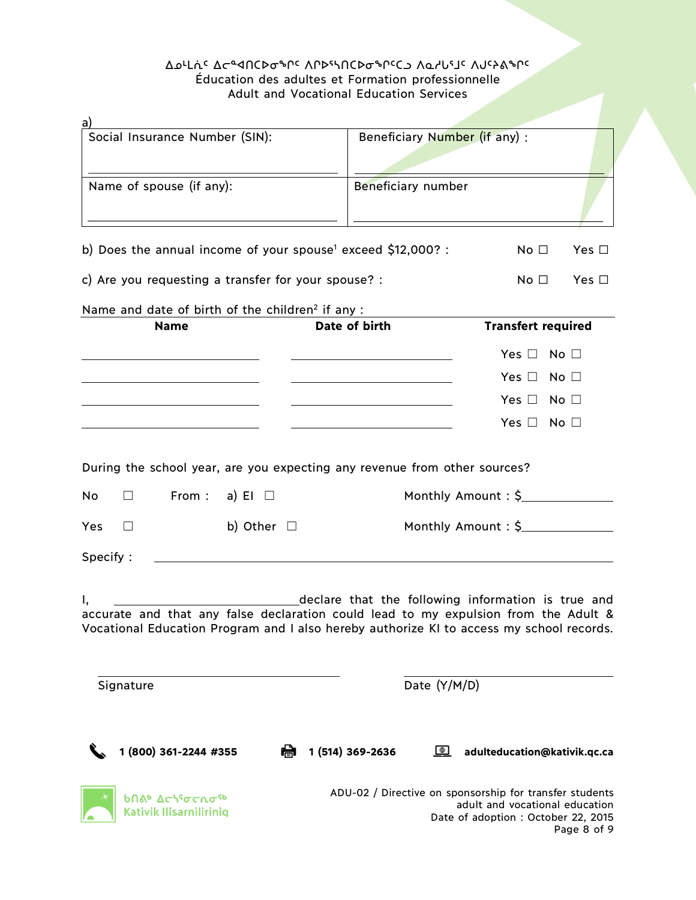ᐃᓄᒻᒪᕇᑦ ᐃᓕᓐᓂᐊᑎᑕᐅᓂᖏᑦ ᐱᒋᐅᕐᓴᑎᑕᐅᓂᖏᑦᑕ ᐱᓇᓱᒐᕐᒧᑦ ᐱᒍᑦᔨᕕᖏᑦ
Éducation des adultes et Formation professionnelle
Adult and Vocational Education Services

a)

| Social Insurance Number (SIN): | Beneficiary Number (if any) : |
|---|---|
| Name of spouse (if any): | Beneficiary number |

b) Does the annual income of your spouse[1] exceed $12,000? : No ☐ Yes ☐

c) Are you requesting a transfer for your spouse? : No ☐ Yes ☐

Name and date of birth of the children[2] if any :

| **Name** | **Date of birth** | **Transfert required** |
|---|---|---|
| | | Yes ☐ No ☐ |
| | | Yes ☐ No ☐ |
| | | Yes ☐ No ☐ |
| | | Yes ☐ No ☐ |

During the school year, are you expecting any revenue from other sources?

No ☐ From : a) EI ☐ Monthly Amount : $__________

Yes ☐ b) Other ☐ Monthly Amount : $__________

Specify : __________

I, __________ declare that the following information is true and accurate and that any false declaration could lead to my expulsion from the Adult & Vocational Education Program and I also hereby authorize KI to access my school records.

Signature __________ Date (Y/M/D) __________

1 (800) 361-2244 #355 1 (514) 369-2636 adulteducation@kativik.qc.ca

ᑲᑎᕝᕕᒃ ᐃᓕᓴᕐᓂᓕᕆᓂᖅ
Kativik Ilisarniliriniq

ADU-02 / Directive on sponsorship for transfer students adult and vocational education
Date of adoption : October 22, 2015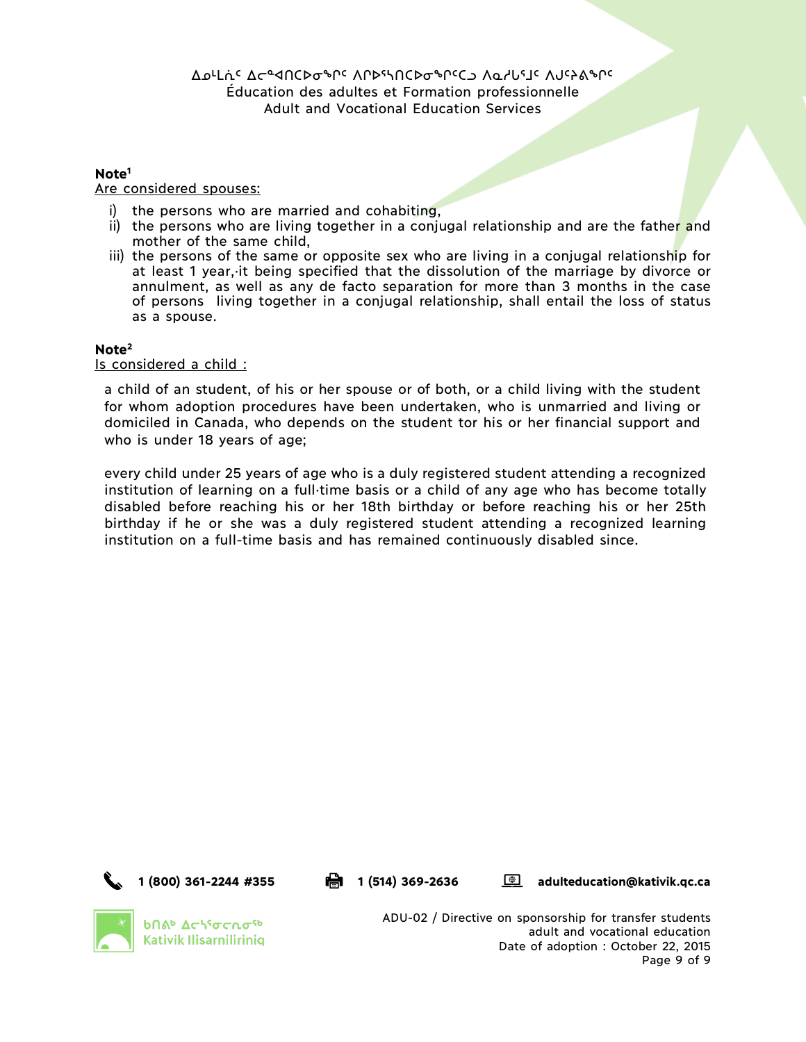**Note[1]**

Are considered spouses:

i) the persons who are married and cohabiting,
ii) the persons who are living together in a conjugal relationship and are the father and mother of the same child,
iii) the persons of the same or opposite sex who are living in a conjugal relationship for at least 1 year,·it being specified that the dissolution of the marriage by divorce or annulment, as well as any de facto separation for more than 3 months in the case of persons living together in a conjugal relationship, shall entail the loss of status as a spouse.

**Note[2]**

Is considered a child :

a child of an student, of his or her spouse or of both, or a child living with the student for whom adoption procedures have been undertaken, who is unmarried and living or domiciled in Canada, who depends on the student tor his or her financial support and who is under 18 years of age;

every child under 25 years of age who is a duly registered student attending a recognized institution of learning on a full·time basis or a child of any age who has become totally disabled before reaching his or her 18th birthday or before reaching his or her 25th birthday if he or she was a duly registered student attending a recognized learning institution on a full-time basis and has remained continuously disabled since.